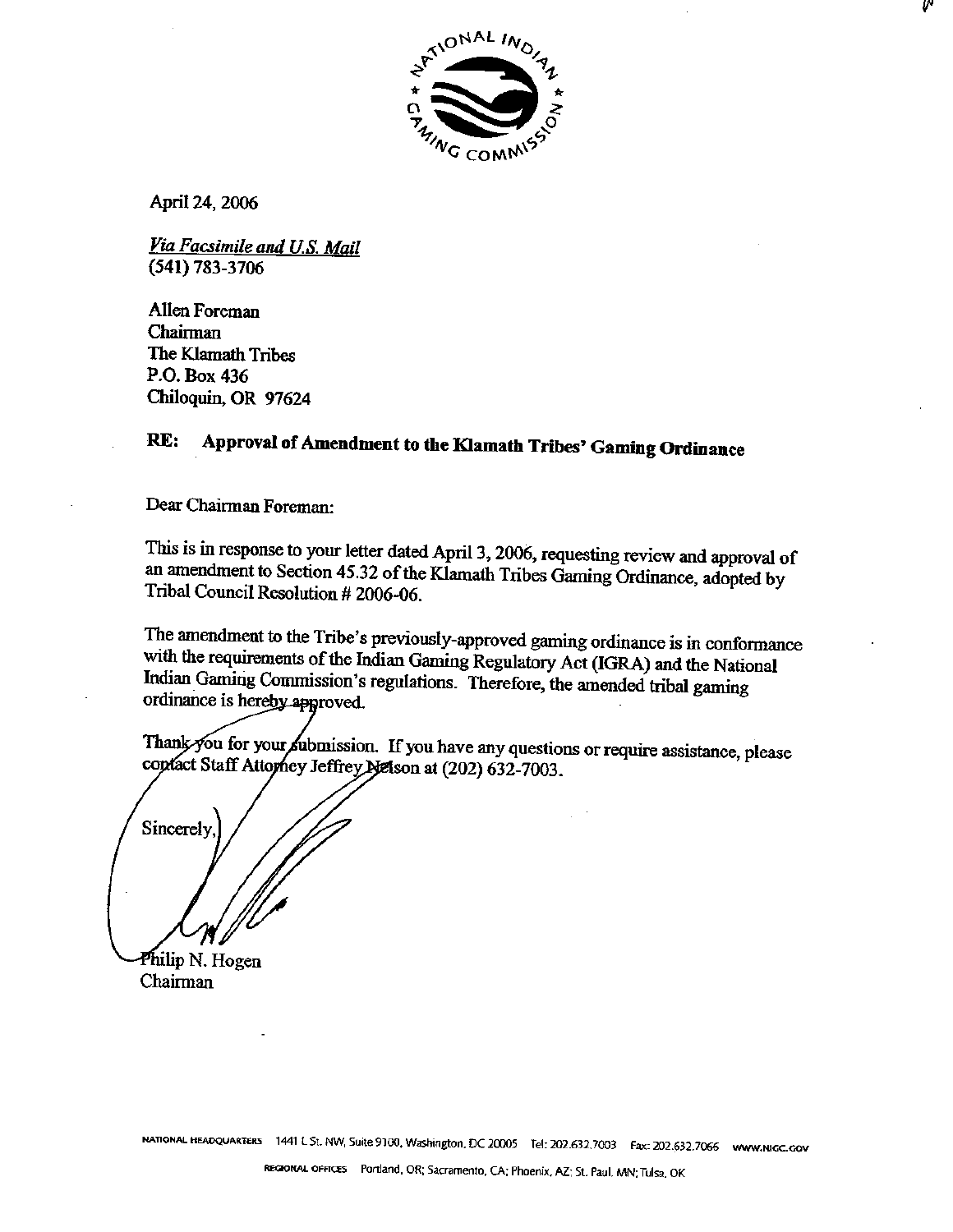April 24, 2006

*Via Facsimile and U.S. Mail*
(541) 783-3706

Allen Foreman
Chairman
The Klamath Tribes
P.O. Box 436
Chiloquin, OR 97624

**RE: Approval of Amendment to the Klamath Tribes' Gaming Ordinance**

Dear Chairman Foreman:

This is in response to your letter dated April 3, 2006, requesting review and approval of an amendment to Section 45.32 of the Klamath Tribes Gaming Ordinance, adopted by Tribal Council Resolution # 2006-06.

The amendment to the Tribe's previously-approved gaming ordinance is in conformance with the requirements of the Indian Gaming Regulatory Act (IGRA) and the National Indian Gaming Commission's regulations. Therefore, the amended tribal gaming ordinance is hereby approved.

Thank you for your submission. If you have any questions or require assistance, please contact Staff Attorney Jeffrey Nelson at (202) 632-7003.

Sincerely,

Philip N. Hogen
Chairman

NATIONAL HEADQUARTERS 1441 L St. NW, Suite 9100, Washington, DC 20005 Tel: 202.632.7003 Fax: 202.632.7066 WWW.NIGC.GOV

REGIONAL OFFICES Portland, OR; Sacramento, CA; Phoenix, AZ; St. Paul, MN; Tulsa, OK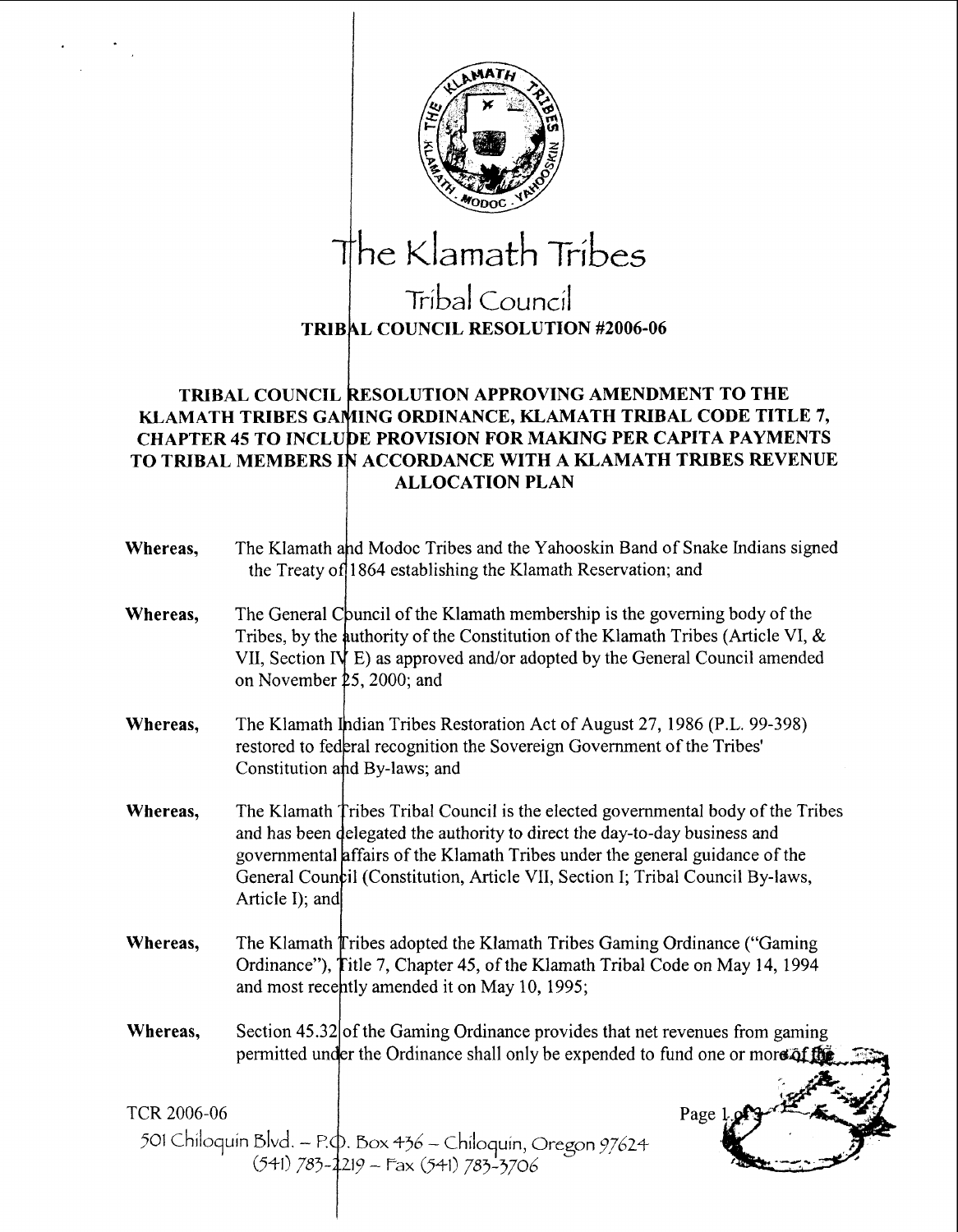# The Klamath Tribes

## Tribal Council

**TRIBAL COUNCIL RESOLUTION #2006-06**

**TRIBAL COUNCIL RESOLUTION APPROVING AMENDMENT TO THE KLAMATH TRIBES GAMING ORDINANCE, KLAMATH TRIBAL CODE TITLE 7, CHAPTER 45 TO INCLUDE PROVISION FOR MAKING PER CAPITA PAYMENTS TO TRIBAL MEMBERS IN ACCORDANCE WITH A KLAMATH TRIBES REVENUE ALLOCATION PLAN**

**Whereas,** The Klamath and Modoc Tribes and the Yahooskin Band of Snake Indians signed the Treaty of 1864 establishing the Klamath Reservation; and

**Whereas,** The General Council of the Klamath membership is the governing body of the Tribes, by the authority of the Constitution of the Klamath Tribes (Article VI, & VII, Section IV E) as approved and/or adopted by the General Council amended on November 25, 2000; and

**Whereas,** The Klamath Indian Tribes Restoration Act of August 27, 1986 (P.L. 99-398) restored to federal recognition the Sovereign Government of the Tribes' Constitution and By-laws; and

**Whereas,** The Klamath Tribes Tribal Council is the elected governmental body of the Tribes and has been delegated the authority to direct the day-to-day business and governmental affairs of the Klamath Tribes under the general guidance of the General Council (Constitution, Article VII, Section I; Tribal Council By-laws, Article I); and

**Whereas,** The Klamath Tribes adopted the Klamath Tribes Gaming Ordinance ("Gaming Ordinance"), Title 7, Chapter 45, of the Klamath Tribal Code on May 14, 1994 and most recently amended it on May 10, 1995;

**Whereas,** Section 45.32 of the Gaming Ordinance provides that net revenues from gaming permitted under the Ordinance shall only be expended to fund one or more of the

TCR 2006-06

501 Chiloquin Blvd. – P.O. Box 436 – Chiloquin, Oregon 97624
(541) 783-2219 – Fax (541) 783-3706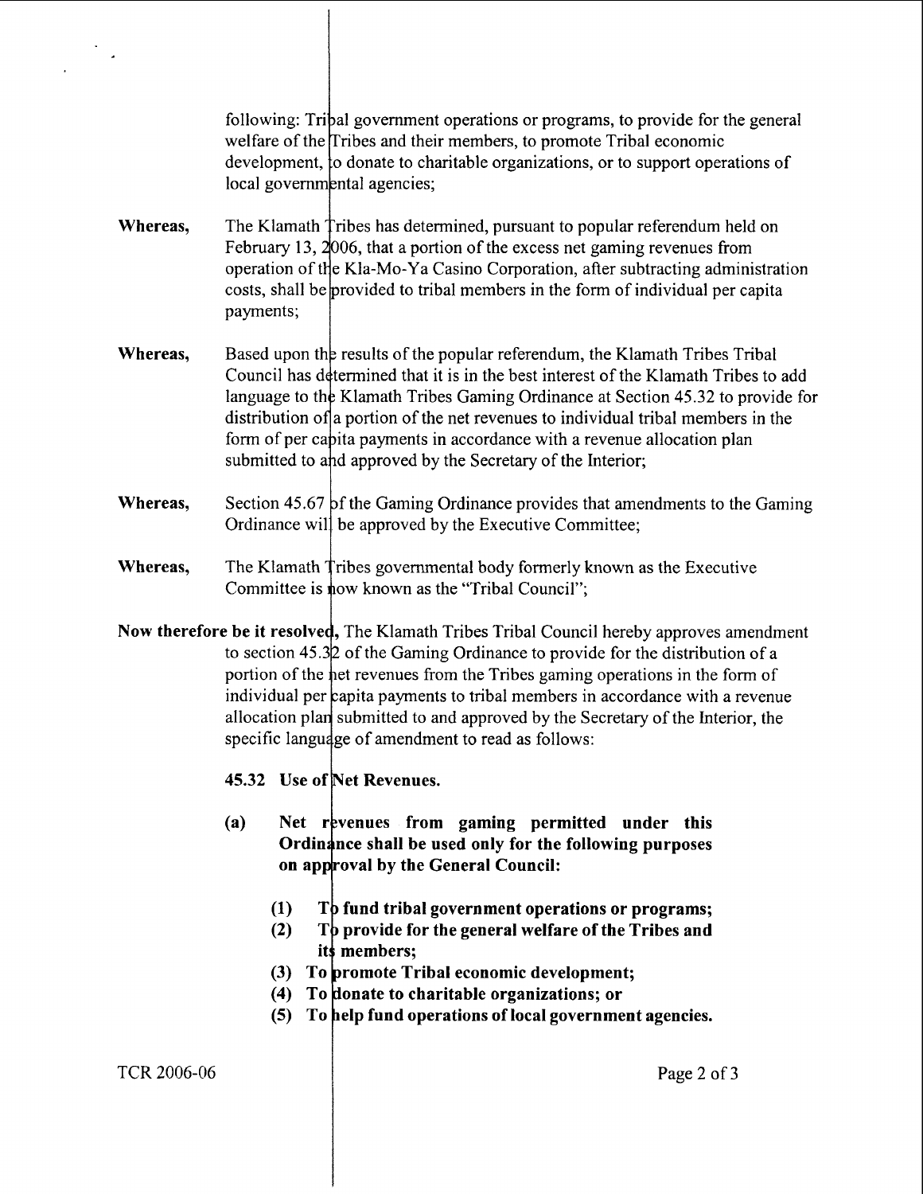following: Tribal government operations or programs, to provide for the general welfare of the Tribes and their members, to promote Tribal economic development, to donate to charitable organizations, or to support operations of local governmental agencies;

**Whereas,** The Klamath Tribes has determined, pursuant to popular referendum held on February 13, 2006, that a portion of the excess net gaming revenues from operation of the Kla-Mo-Ya Casino Corporation, after subtracting administration costs, shall be provided to tribal members in the form of individual per capita payments;

**Whereas,** Based upon the results of the popular referendum, the Klamath Tribes Tribal Council has determined that it is in the best interest of the Klamath Tribes to add language to the Klamath Tribes Gaming Ordinance at Section 45.32 to provide for distribution of a portion of the net revenues to individual tribal members in the form of per capita payments in accordance with a revenue allocation plan submitted to and approved by the Secretary of the Interior;

**Whereas,** Section 45.67 of the Gaming Ordinance provides that amendments to the Gaming Ordinance will be approved by the Executive Committee;

**Whereas,** The Klamath Tribes governmental body formerly known as the Executive Committee is now known as the "Tribal Council";

**Now therefore be it resolved,** The Klamath Tribes Tribal Council hereby approves amendment to section 45.32 of the Gaming Ordinance to provide for the distribution of a portion of the net revenues from the Tribes gaming operations in the form of individual per capita payments to tribal members in accordance with a revenue allocation plan submitted to and approved by the Secretary of the Interior, the specific language of amendment to read as follows:

**45.32 Use of Net Revenues.**

**(a) Net revenues from gaming permitted under this Ordinance shall be used only for the following purposes on approval by the General Council:**

**(1) To fund tribal government operations or programs;**
**(2) To provide for the general welfare of the Tribes and its members;**
**(3) To promote Tribal economic development;**
**(4) To donate to charitable organizations; or**
**(5) To help fund operations of local government agencies.**

TCR 2006-06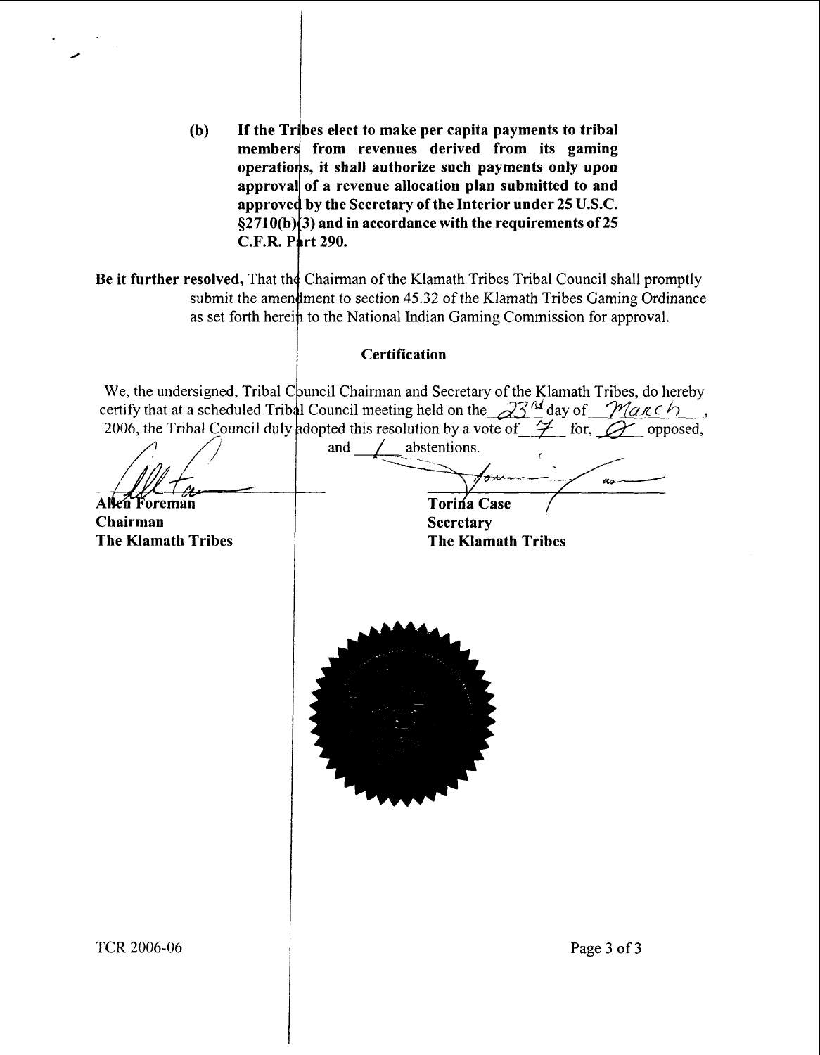**(b) If the Tribes elect to make per capita payments to tribal members from revenues derived from its gaming operations, it shall authorize such payments only upon approval of a revenue allocation plan submitted to and approved by the Secretary of the Interior under 25 U.S.C. §2710(b)(3) and in accordance with the requirements of 25 C.F.R. Part 290.**

**Be it further resolved,** That the Chairman of the Klamath Tribes Tribal Council shall promptly submit the amendment to section 45.32 of the Klamath Tribes Gaming Ordinance as set forth herein to the National Indian Gaming Commission for approval.

## Certification

We, the undersigned, Tribal Council Chairman and Secretary of the Klamath Tribes, do hereby certify that at a scheduled Tribal Council meeting held on the 23rd day of March, 2006, the Tribal Council duly adopted this resolution by a vote of 7 for, 0 opposed, and 1 abstentions.

**Allen Foreman**
**Chairman**
**The Klamath Tribes**

**Torina Case**
**Secretary**
**The Klamath Tribes**

TCR 2006-06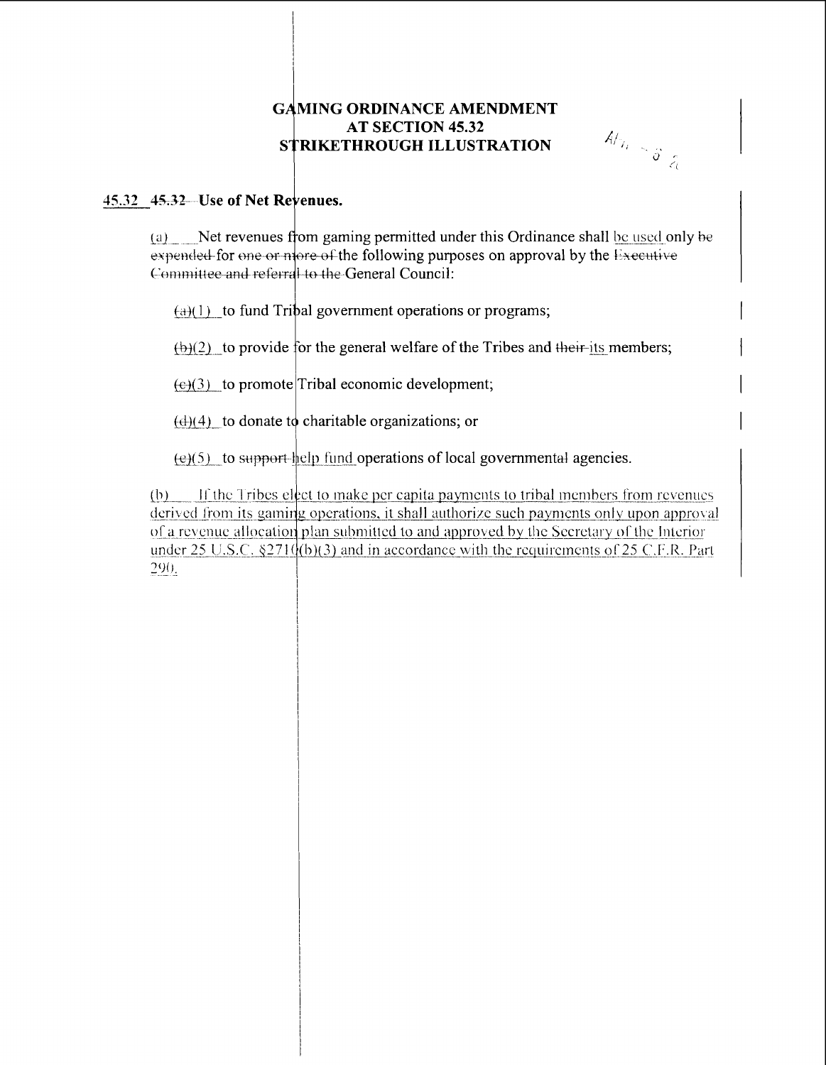# GAMING ORDINANCE AMENDMENT AT SECTION 45.32 STRIKETHROUGH ILLUSTRATION

## 45.32 ~~45.32~~ Use of Net Revenues.

(a) Net revenues from gaming permitted under this Ordinance shall be used only ~~be expended~~ for ~~one or more of~~ the following purposes on approval by the ~~Executive Committee and referral to the~~ General Council:

~~(a)~~(1) to fund Tribal government operations or programs;

~~(b)~~(2) to provide for the general welfare of the Tribes and ~~their~~ its members;

~~(c)~~(3) to promote Tribal economic development;

~~(d)~~(4) to donate to charitable organizations; or

~~(e)~~(5) to ~~support~~ help fund operations of local government~~al~~ agencies.

(b) If the Tribes elect to make per capita payments to tribal members from revenues derived from its gaming operations, it shall authorize such payments only upon approval of a revenue allocation plan submitted to and approved by the Secretary of the Interior under 25 U.S.C. §2710(b)(3) and in accordance with the requirements of 25 C.F.R. Part 290.